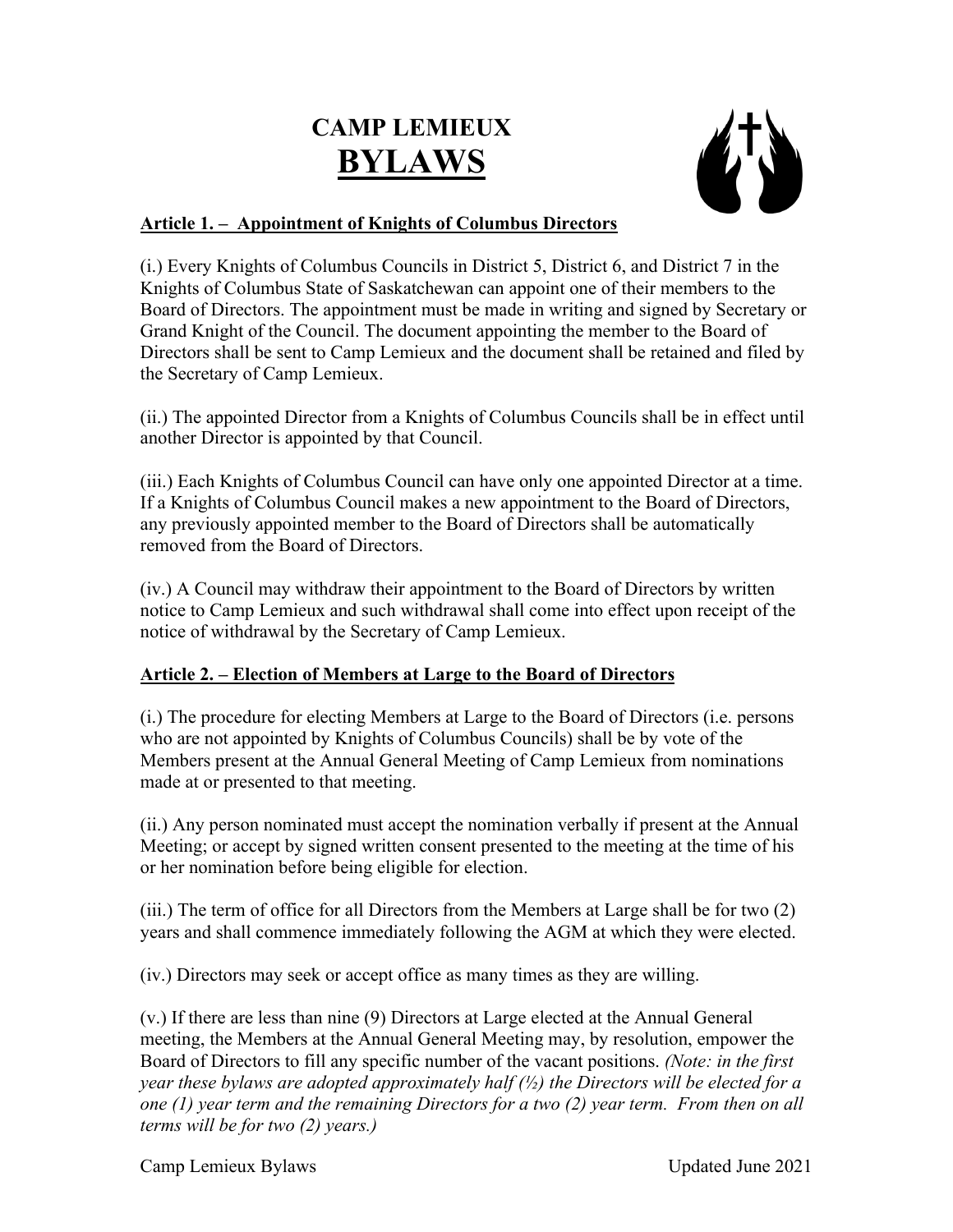# CAMP LEMIEUX
# BYLAWS

## Article 1. – Appointment of Knights of Columbus Directors

(i.) Every Knights of Columbus Councils in District 5, District 6, and District 7 in the Knights of Columbus State of Saskatchewan can appoint one of their members to the Board of Directors. The appointment must be made in writing and signed by Secretary or Grand Knight of the Council. The document appointing the member to the Board of Directors shall be sent to Camp Lemieux and the document shall be retained and filed by the Secretary of Camp Lemieux.

(ii.) The appointed Director from a Knights of Columbus Councils shall be in effect until another Director is appointed by that Council.

(iii.) Each Knights of Columbus Council can have only one appointed Director at a time. If a Knights of Columbus Council makes a new appointment to the Board of Directors, any previously appointed member to the Board of Directors shall be automatically removed from the Board of Directors.

(iv.) A Council may withdraw their appointment to the Board of Directors by written notice to Camp Lemieux and such withdrawal shall come into effect upon receipt of the notice of withdrawal by the Secretary of Camp Lemieux.

## Article 2. – Election of Members at Large to the Board of Directors

(i.) The procedure for electing Members at Large to the Board of Directors (i.e. persons who are not appointed by Knights of Columbus Councils) shall be by vote of the Members present at the Annual General Meeting of Camp Lemieux from nominations made at or presented to that meeting.

(ii.) Any person nominated must accept the nomination verbally if present at the Annual Meeting; or accept by signed written consent presented to the meeting at the time of his or her nomination before being eligible for election.

(iii.) The term of office for all Directors from the Members at Large shall be for two (2) years and shall commence immediately following the AGM at which they were elected.

(iv.) Directors may seek or accept office as many times as they are willing.

(v.) If there are less than nine (9) Directors at Large elected at the Annual General meeting, the Members at the Annual General Meeting may, by resolution, empower the Board of Directors to fill any specific number of the vacant positions. *(Note: in the first year these bylaws are adopted approximately half (½) the Directors will be elected for a one (1) year term and the remaining Directors for a two (2) year term. From then on all terms will be for two (2) years.)*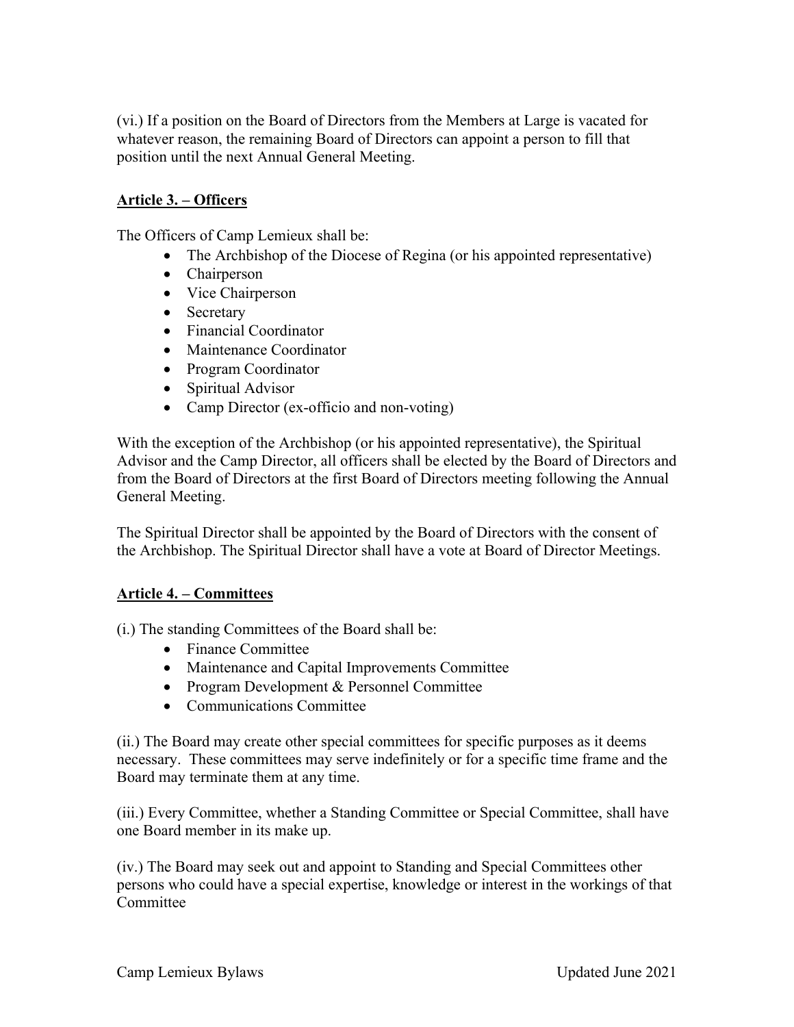(vi.) If a position on the Board of Directors from the Members at Large is vacated for whatever reason, the remaining Board of Directors can appoint a person to fill that position until the next Annual General Meeting.

## Article 3. – Officers

The Officers of Camp Lemieux shall be:

- The Archbishop of the Diocese of Regina (or his appointed representative)
- Chairperson
- Vice Chairperson
- Secretary
- Financial Coordinator
- Maintenance Coordinator
- Program Coordinator
- Spiritual Advisor
- Camp Director (ex-officio and non-voting)

With the exception of the Archbishop (or his appointed representative), the Spiritual Advisor and the Camp Director, all officers shall be elected by the Board of Directors and from the Board of Directors at the first Board of Directors meeting following the Annual General Meeting.

The Spiritual Director shall be appointed by the Board of Directors with the consent of the Archbishop. The Spiritual Director shall have a vote at Board of Director Meetings.

## Article 4. – Committees

(i.) The standing Committees of the Board shall be:

- Finance Committee
- Maintenance and Capital Improvements Committee
- Program Development & Personnel Committee
- Communications Committee

(ii.) The Board may create other special committees for specific purposes as it deems necessary. These committees may serve indefinitely or for a specific time frame and the Board may terminate them at any time.

(iii.) Every Committee, whether a Standing Committee or Special Committee, shall have one Board member in its make up.

(iv.) The Board may seek out and appoint to Standing and Special Committees other persons who could have a special expertise, knowledge or interest in the workings of that Committee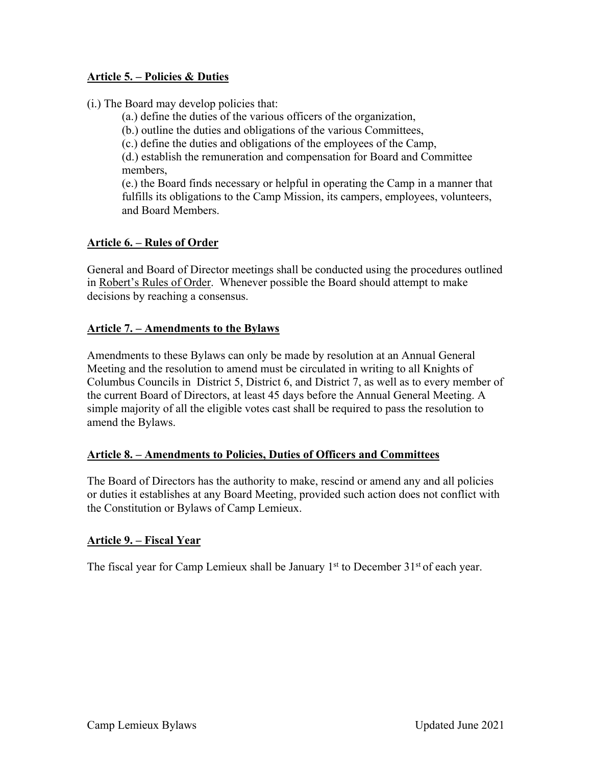**Article 5. – Policies & Duties**

(i.) The Board may develop policies that:

(a.) define the duties of the various officers of the organization,

(b.) outline the duties and obligations of the various Committees,

(c.) define the duties and obligations of the employees of the Camp,

(d.) establish the remuneration and compensation for Board and Committee members,

(e.) the Board finds necessary or helpful in operating the Camp in a manner that fulfills its obligations to the Camp Mission, its campers, employees, volunteers, and Board Members.

**Article 6. – Rules of Order**

General and Board of Director meetings shall be conducted using the procedures outlined in Robert's Rules of Order. Whenever possible the Board should attempt to make decisions by reaching a consensus.

**Article 7. – Amendments to the Bylaws**

Amendments to these Bylaws can only be made by resolution at an Annual General Meeting and the resolution to amend must be circulated in writing to all Knights of Columbus Councils in District 5, District 6, and District 7, as well as to every member of the current Board of Directors, at least 45 days before the Annual General Meeting. A simple majority of all the eligible votes cast shall be required to pass the resolution to amend the Bylaws.

**Article 8. – Amendments to Policies, Duties of Officers and Committees**

The Board of Directors has the authority to make, rescind or amend any and all policies or duties it establishes at any Board Meeting, provided such action does not conflict with the Constitution or Bylaws of Camp Lemieux.

**Article 9. – Fiscal Year**

The fiscal year for Camp Lemieux shall be January 1st to December 31st of each year.